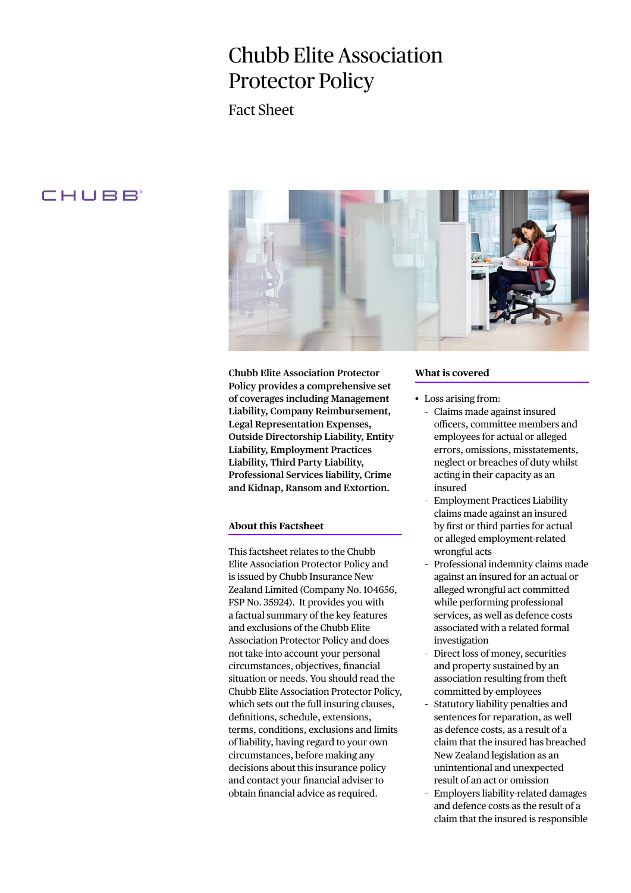# Chubb Elite Association Protector Policy

Fact Sheet

**Chubb Elite Association Protector Policy provides a comprehensive set of coverages including Management Liability, Company Reimbursement, Legal Representation Expenses, Outside Directorship Liability, Entity Liability, Employment Practices Liability, Third Party Liability, Professional Services liability, Crime and Kidnap, Ransom and Extortion.**

## About this Factsheet

This factsheet relates to the Chubb Elite Association Protector Policy and is issued by Chubb Insurance New Zealand Limited (Company No. 104656, FSP No. 35924). It provides you with a factual summary of the key features and exclusions of the Chubb Elite Association Protector Policy and does not take into account your personal circumstances, objectives, financial situation or needs. You should read the Chubb Elite Association Protector Policy, which sets out the full insuring clauses, definitions, schedule, extensions, terms, conditions, exclusions and limits of liability, having regard to your own circumstances, before making any decisions about this insurance policy and contact your financial adviser to obtain financial advice as required.

## What is covered

- Loss arising from:
  - Claims made against insured officers, committee members and employees for actual or alleged errors, omissions, misstatements, neglect or breaches of duty whilst acting in their capacity as an insured
  - Employment Practices Liability claims made against an insured by first or third parties for actual or alleged employment-related wrongful acts
  - Professional indemnity claims made against an insured for an actual or alleged wrongful act committed while performing professional services, as well as defence costs associated with a related formal investigation
  - Direct loss of money, securities and property sustained by an association resulting from theft committed by employees
  - Statutory liability penalties and sentences for reparation, as well as defence costs, as a result of a claim that the insured has breached New Zealand legislation as an unintentional and unexpected result of an act or omission
  - Employers liability-related damages and defence costs as the result of a claim that the insured is responsible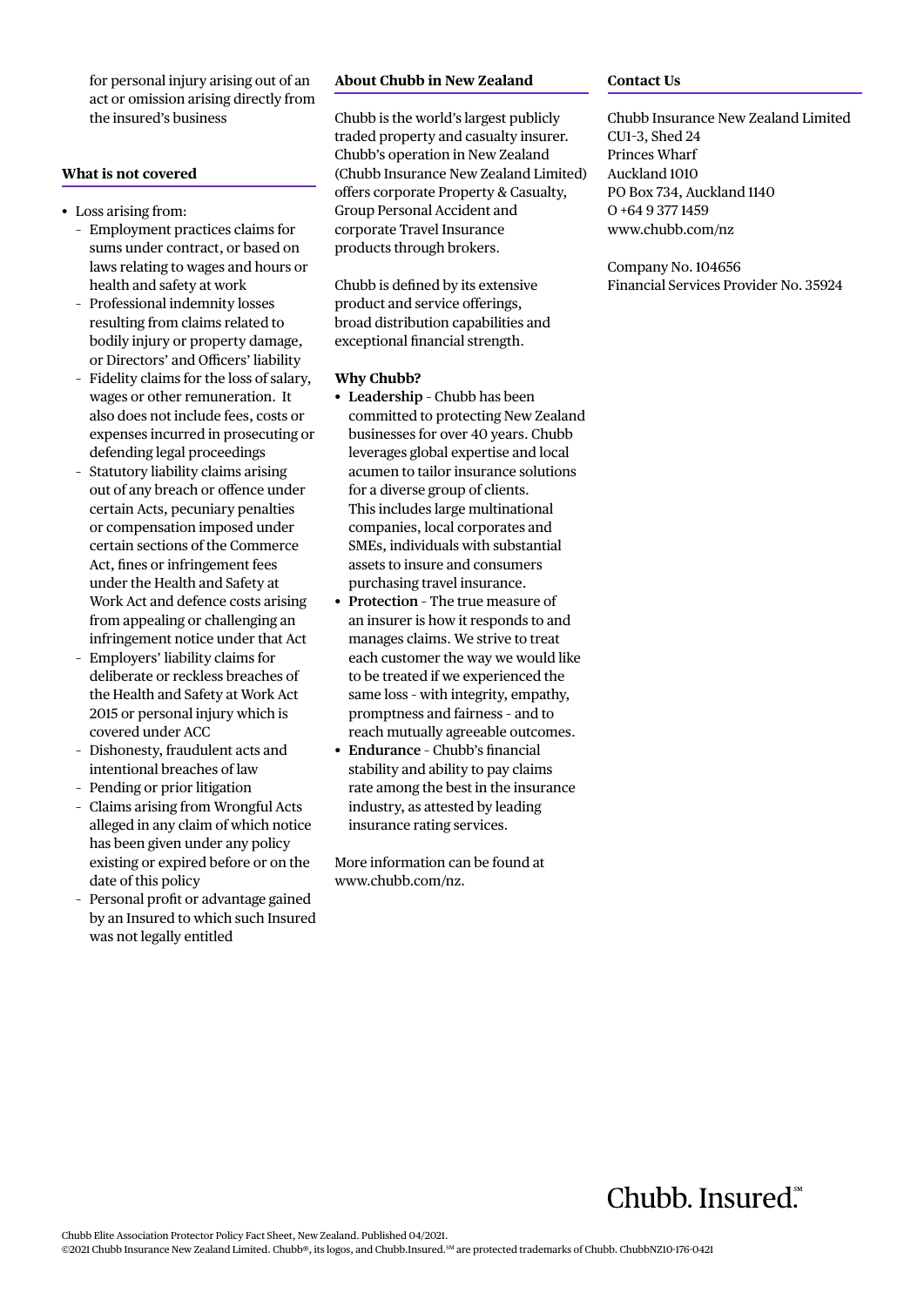for personal injury arising out of an act or omission arising directly from the insured's business

## What is not covered

- Loss arising from:
  - Employment practices claims for sums under contract, or based on laws relating to wages and hours or health and safety at work
  - Professional indemnity losses resulting from claims related to bodily injury or property damage, or Directors' and Officers' liability
  - Fidelity claims for the loss of salary, wages or other remuneration. It also does not include fees, costs or expenses incurred in prosecuting or defending legal proceedings
  - Statutory liability claims arising out of any breach or offence under certain Acts, pecuniary penalties or compensation imposed under certain sections of the Commerce Act, fines or infringement fees under the Health and Safety at Work Act and defence costs arising from appealing or challenging an infringement notice under that Act
  - Employers' liability claims for deliberate or reckless breaches of the Health and Safety at Work Act 2015 or personal injury which is covered under ACC
  - Dishonesty, fraudulent acts and intentional breaches of law
  - Pending or prior litigation
  - Claims arising from Wrongful Acts alleged in any claim of which notice has been given under any policy existing or expired before or on the date of this policy
  - Personal profit or advantage gained by an Insured to which such Insured was not legally entitled

## About Chubb in New Zealand

Chubb is the world's largest publicly traded property and casualty insurer. Chubb's operation in New Zealand (Chubb Insurance New Zealand Limited) offers corporate Property & Casualty, Group Personal Accident and corporate Travel Insurance products through brokers.

Chubb is defined by its extensive product and service offerings, broad distribution capabilities and exceptional financial strength.

### Why Chubb?

- **Leadership** – Chubb has been committed to protecting New Zealand businesses for over 40 years. Chubb leverages global expertise and local acumen to tailor insurance solutions for a diverse group of clients. This includes large multinational companies, local corporates and SMEs, individuals with substantial assets to insure and consumers purchasing travel insurance.
- **Protection** – The true measure of an insurer is how it responds to and manages claims. We strive to treat each customer the way we would like to be treated if we experienced the same loss – with integrity, empathy, promptness and fairness – and to reach mutually agreeable outcomes.
- **Endurance** – Chubb's financial stability and ability to pay claims rate among the best in the insurance industry, as attested by leading insurance rating services.

More information can be found at www.chubb.com/nz.

## Contact Us

Chubb Insurance New Zealand Limited
CU1-3, Shed 24
Princes Wharf
Auckland 1010
PO Box 734, Auckland 1140
O +64 9 377 1459
www.chubb.com/nz

Company No. 104656
Financial Services Provider No. 35924

Chubb. Insured.℠

Chubb Elite Association Protector Policy Fact Sheet, New Zealand. Published 04/2021.
©2021 Chubb Insurance New Zealand Limited. Chubb®, its logos, and Chubb.Insured.℠ are protected trademarks of Chubb. ChubbNZ10-176-0421